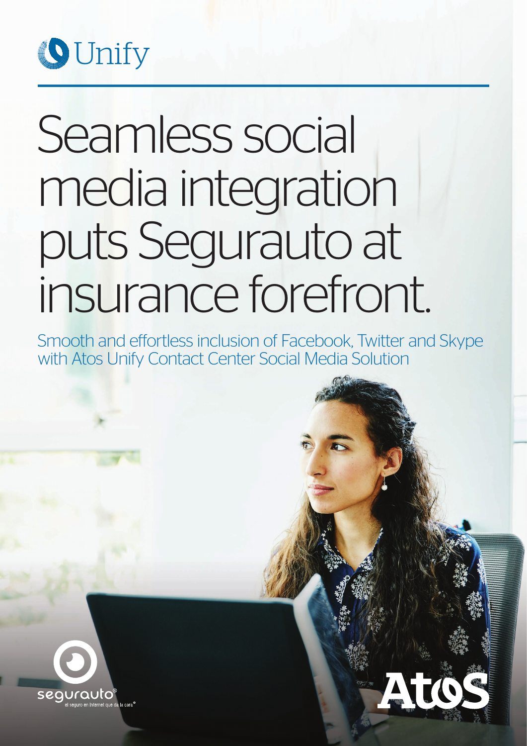Unify

# Seamless social media integration puts Segurauto at insurance forefront.

Smooth and effortless inclusion of Facebook, Twitter and Skype with Atos Unify Contact Center Social Media Solution

segurauto®
el seguro en Internet que da la cara®

Atos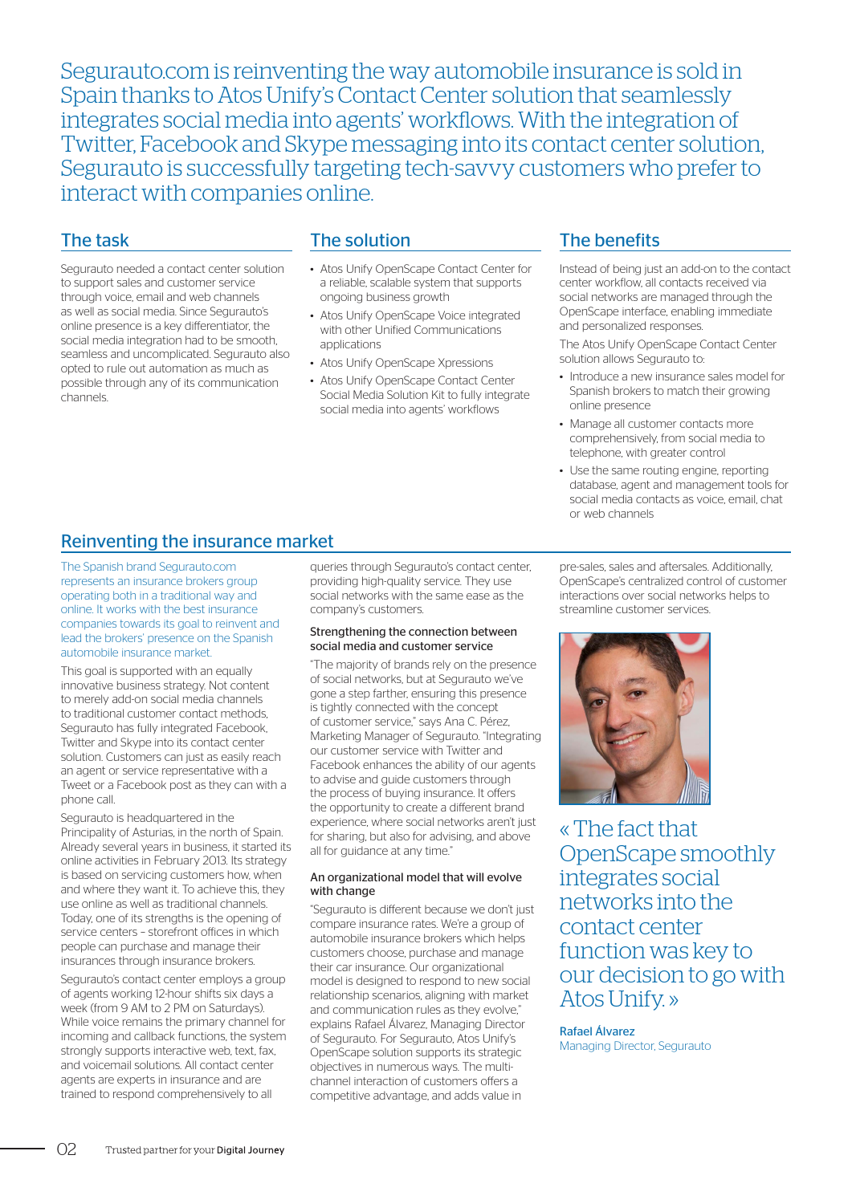Segurauto.com is reinventing the way automobile insurance is sold in Spain thanks to Atos Unify's Contact Center solution that seamlessly integrates social media into agents' workflows. With the integration of Twitter, Facebook and Skype messaging into its contact center solution, Segurauto is successfully targeting tech-savvy customers who prefer to interact with companies online.

## The task

Segurauto needed a contact center solution to support sales and customer service through voice, email and web channels as well as social media. Since Segurauto's online presence is a key differentiator, the social media integration had to be smooth, seamless and uncomplicated. Segurauto also opted to rule out automation as much as possible through any of its communication channels.

## The solution

- Atos Unify OpenScape Contact Center for a reliable, scalable system that supports ongoing business growth
- Atos Unify OpenScape Voice integrated with other Unified Communications applications
- Atos Unify OpenScape Xpressions
- Atos Unify OpenScape Contact Center Social Media Solution Kit to fully integrate social media into agents' workflows

## The benefits

Instead of being just an add-on to the contact center workflow, all contacts received via social networks are managed through the OpenScape interface, enabling immediate and personalized responses.

The Atos Unify OpenScape Contact Center solution allows Segurauto to:

- Introduce a new insurance sales model for Spanish brokers to match their growing online presence
- Manage all customer contacts more comprehensively, from social media to telephone, with greater control
- Use the same routing engine, reporting database, agent and management tools for social media contacts as voice, email, chat or web channels

## Reinventing the insurance market

The Spanish brand Segurauto.com represents an insurance brokers group operating both in a traditional way and online. It works with the best insurance companies towards its goal to reinvent and lead the brokers' presence on the Spanish automobile insurance market.

This goal is supported with an equally innovative business strategy. Not content to merely add-on social media channels to traditional customer contact methods, Segurauto has fully integrated Facebook, Twitter and Skype into its contact center solution. Customers can just as easily reach an agent or service representative with a Tweet or a Facebook post as they can with a phone call.

Segurauto is headquartered in the Principality of Asturias, in the north of Spain. Already several years in business, it started its online activities in February 2013. Its strategy is based on servicing customers how, when and where they want it. To achieve this, they use online as well as traditional channels. Today, one of its strengths is the opening of service centers – storefront offices in which people can purchase and manage their insurances through insurance brokers.

Segurauto's contact center employs a group of agents working 12-hour shifts six days a week (from 9 AM to 2 PM on Saturdays). While voice remains the primary channel for incoming and callback functions, the system strongly supports interactive web, text, fax, and voicemail solutions. All contact center agents are experts in insurance and are trained to respond comprehensively to all queries through Segurauto's contact center, providing high-quality service. They use social networks with the same ease as the company's customers.

### Strengthening the connection between social media and customer service

"The majority of brands rely on the presence of social networks, but at Segurauto we've gone a step farther, ensuring this presence is tightly connected with the concept of customer service," says Ana C. Pérez, Marketing Manager of Segurauto. "Integrating our customer service with Twitter and Facebook enhances the ability of our agents to advise and guide customers through the process of buying insurance. It offers the opportunity to create a different brand experience, where social networks aren't just for sharing, but also for advising, and above all for guidance at any time."

### An organizational model that will evolve with change

"Segurauto is different because we don't just compare insurance rates. We're a group of automobile insurance brokers which helps customers choose, purchase and manage their car insurance. Our organizational model is designed to respond to new social relationship scenarios, aligning with market and communication rules as they evolve," explains Rafael Álvarez, Managing Director of Segurauto. For Segurauto, Atos Unify's OpenScape solution supports its strategic objectives in numerous ways. The multi-channel interaction of customers offers a competitive advantage, and adds value in pre-sales, sales and aftersales. Additionally, OpenScape's centralized control of customer interactions over social networks helps to streamline customer services.

« The fact that OpenScape smoothly integrates social networks into the contact center function was key to our decision to go with Atos Unify. »

**Rafael Álvarez**
Managing Director, Segurauto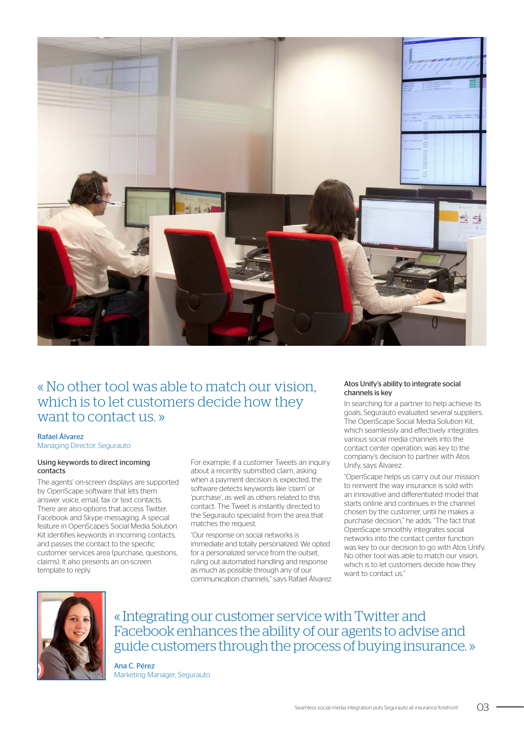« No other tool was able to match our vision, which is to let customers decide how they want to contact us. »

Rafael Álvarez
Managing Director, Segurauto

### Using keywords to direct incoming contacts

The agents' on-screen displays are supported by OpenScape software that lets them answer voice, email, fax or text contacts. There are also options that access Twitter, Facebook and Skype messaging. A special feature in OpenScape's Social Media Solution Kit identifies keywords in incoming contacts, and passes the contact to the specific customer services area (purchase, questions, claims). It also presents an on-screen template to reply.

For example, if a customer Tweets an inquiry about a recently submitted claim, asking when a payment decision is expected, the software detects keywords like 'claim' or 'purchase', as well as others related to this contact. The Tweet is instantly directed to the Segurauto specialist from the area that matches the request.

"Our response on social networks is immediate and totally personalized. We opted for a personalized service from the outset, ruling out automated handling and response as much as possible through any of our communication channels," says Rafael Álvarez.

### Atos Unify's ability to integrate social channels is key

In searching for a partner to help achieve its goals, Segurauto evaluated several suppliers. The OpenScape Social Media Solution Kit, which seamlessly and effectively integrates various social media channels into the contact center operation, was key to the company's decision to partner with Atos Unify, says Álvarez.

"OpenScape helps us carry out our mission: to reinvent the way insurance is sold with an innovative and differentiated model that starts online and continues in the channel chosen by the customer, until he makes a purchase decision," he adds. "The fact that OpenScape smoothly integrates social networks into the contact center function was key to our decision to go with Atos Unify. No other tool was able to match our vision, which is to let customers decide how they want to contact us."

« Integrating our customer service with Twitter and Facebook enhances the ability of our agents to advise and guide customers through the process of buying insurance. »

Ana C. Pérez
Marketing Manager, Segurauto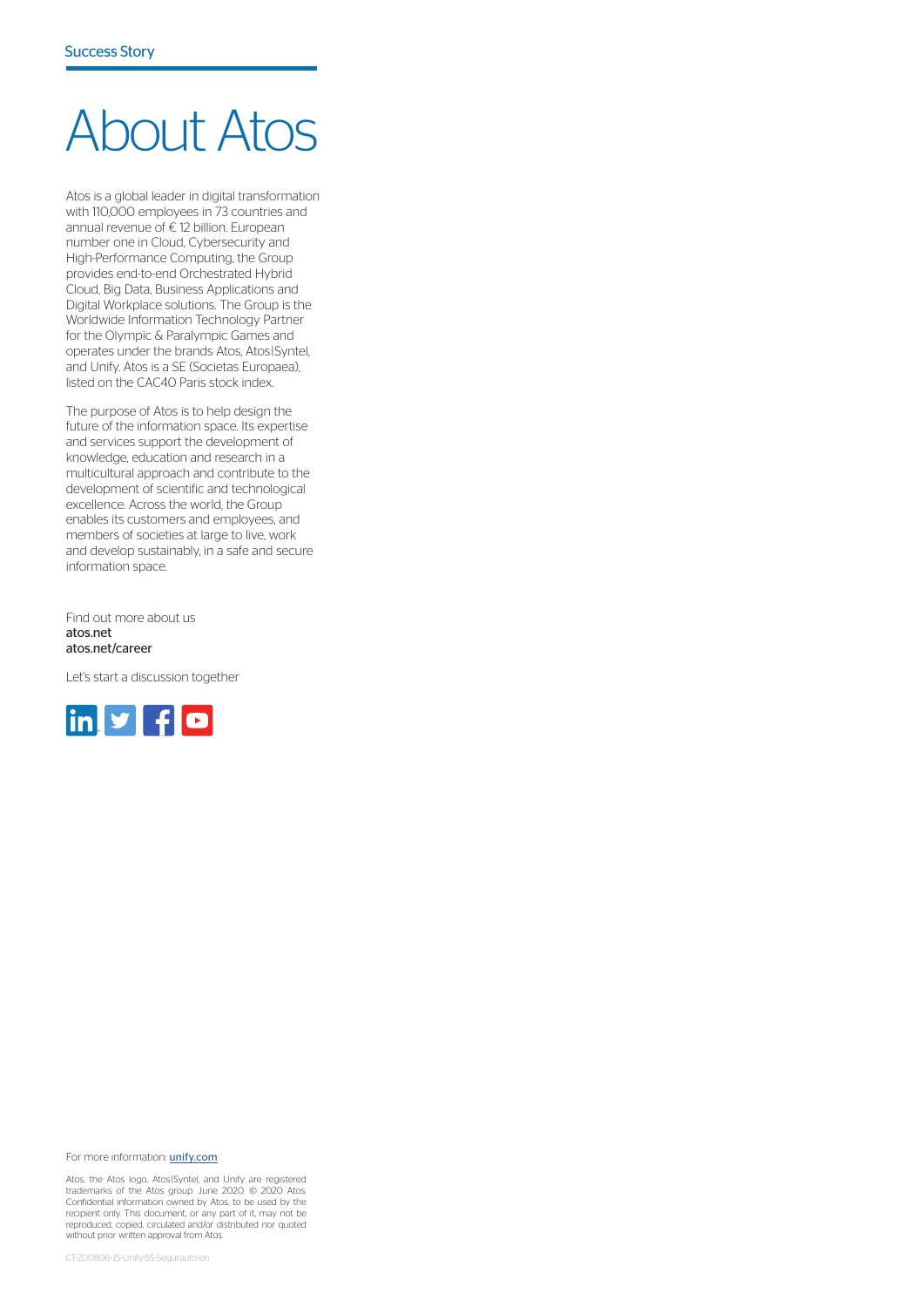Success Story

# About Atos

Atos is a global leader in digital transformation with 110,000 employees in 73 countries and annual revenue of € 12 billion. European number one in Cloud, Cybersecurity and High-Performance Computing, the Group provides end-to-end Orchestrated Hybrid Cloud, Big Data, Business Applications and Digital Workplace solutions. The Group is the Worldwide Information Technology Partner for the Olympic & Paralympic Games and operates under the brands Atos, Atos|Syntel, and Unify. Atos is a SE (Societas Europaea), listed on the CAC40 Paris stock index.

The purpose of Atos is to help design the future of the information space. Its expertise and services support the development of knowledge, education and research in a multicultural approach and contribute to the development of scientific and technological excellence. Across the world, the Group enables its customers and employees, and members of societies at large to live, work and develop sustainably, in a safe and secure information space.

Find out more about us
**atos.net**
**atos.net/career**

Let's start a discussion together

For more information: [unify.com](unify.com)

Atos, the Atos logo, Atos|Syntel, and Unify are registered trademarks of the Atos group. June 2020. © 2020 Atos. Confidential information owned by Atos, to be used by the recipient only. This document, or any part of it, may not be reproduced, copied, circulated and/or distributed nor quoted without prior written approval from Atos.

CT-200806-JS-Unify-SS-Segurauto-en